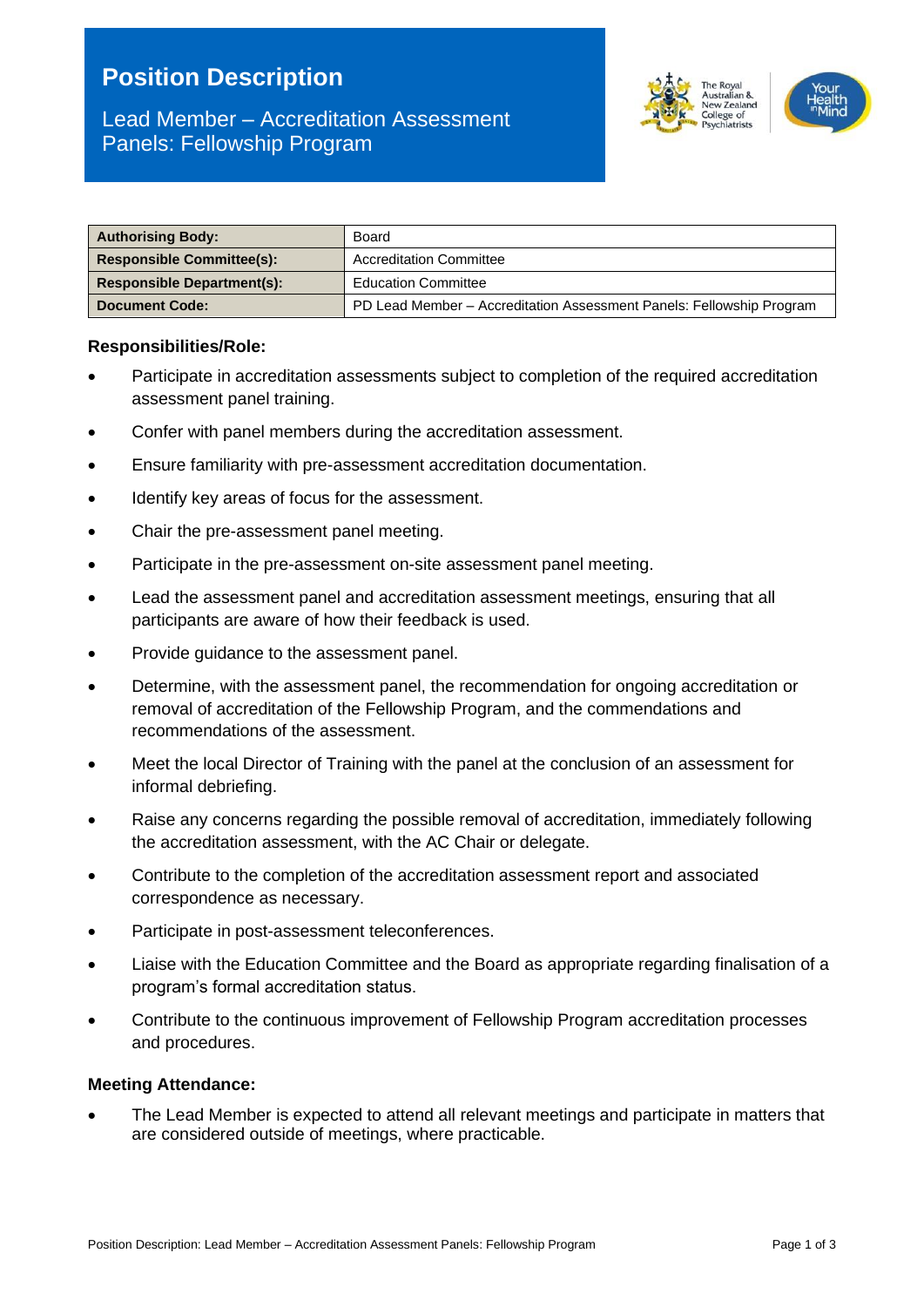# Position Description

## Lead Member – Accreditation Assessment Panels: Fellowship Program

| | |
|---|---|
| **Authorising Body:** | Board |
| **Responsible Committee(s):** | Accreditation Committee |
| **Responsible Department(s):** | Education Committee |
| **Document Code:** | PD Lead Member – Accreditation Assessment Panels: Fellowship Program |

### Responsibilities/Role:

- Participate in accreditation assessments subject to completion of the required accreditation assessment panel training.
- Confer with panel members during the accreditation assessment.
- Ensure familiarity with pre-assessment accreditation documentation.
- Identify key areas of focus for the assessment.
- Chair the pre-assessment panel meeting.
- Participate in the pre-assessment on-site assessment panel meeting.
- Lead the assessment panel and accreditation assessment meetings, ensuring that all participants are aware of how their feedback is used.
- Provide guidance to the assessment panel.
- Determine, with the assessment panel, the recommendation for ongoing accreditation or removal of accreditation of the Fellowship Program, and the commendations and recommendations of the assessment.
- Meet the local Director of Training with the panel at the conclusion of an assessment for informal debriefing.
- Raise any concerns regarding the possible removal of accreditation, immediately following the accreditation assessment, with the AC Chair or delegate.
- Contribute to the completion of the accreditation assessment report and associated correspondence as necessary.
- Participate in post-assessment teleconferences.
- Liaise with the Education Committee and the Board as appropriate regarding finalisation of a program's formal accreditation status.
- Contribute to the continuous improvement of Fellowship Program accreditation processes and procedures.

### Meeting Attendance:

- The Lead Member is expected to attend all relevant meetings and participate in matters that are considered outside of meetings, where practicable.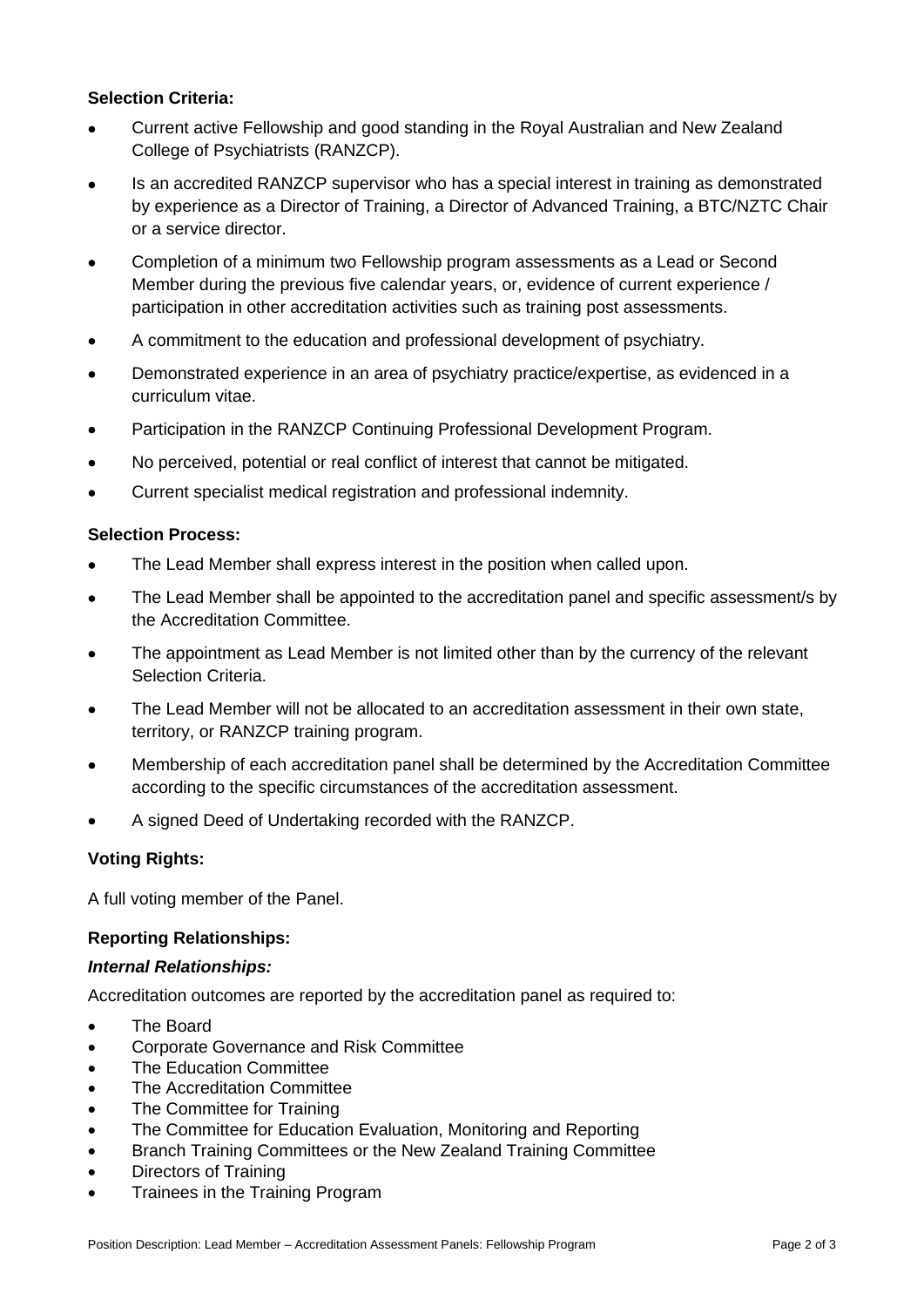**Selection Criteria:**

- Current active Fellowship and good standing in the Royal Australian and New Zealand College of Psychiatrists (RANZCP).
- Is an accredited RANZCP supervisor who has a special interest in training as demonstrated by experience as a Director of Training, a Director of Advanced Training, a BTC/NZTC Chair or a service director.
- Completion of a minimum two Fellowship program assessments as a Lead or Second Member during the previous five calendar years, or, evidence of current experience / participation in other accreditation activities such as training post assessments.
- A commitment to the education and professional development of psychiatry.
- Demonstrated experience in an area of psychiatry practice/expertise, as evidenced in a curriculum vitae.
- Participation in the RANZCP Continuing Professional Development Program.
- No perceived, potential or real conflict of interest that cannot be mitigated.
- Current specialist medical registration and professional indemnity.

**Selection Process:**

- The Lead Member shall express interest in the position when called upon.
- The Lead Member shall be appointed to the accreditation panel and specific assessment/s by the Accreditation Committee.
- The appointment as Lead Member is not limited other than by the currency of the relevant Selection Criteria.
- The Lead Member will not be allocated to an accreditation assessment in their own state, territory, or RANZCP training program.
- Membership of each accreditation panel shall be determined by the Accreditation Committee according to the specific circumstances of the accreditation assessment.
- A signed Deed of Undertaking recorded with the RANZCP.

**Voting Rights:**

A full voting member of the Panel.

**Reporting Relationships:**

***Internal Relationships:***

Accreditation outcomes are reported by the accreditation panel as required to:

- The Board
- Corporate Governance and Risk Committee
- The Education Committee
- The Accreditation Committee
- The Committee for Training
- The Committee for Education Evaluation, Monitoring and Reporting
- Branch Training Committees or the New Zealand Training Committee
- Directors of Training
- Trainees in the Training Program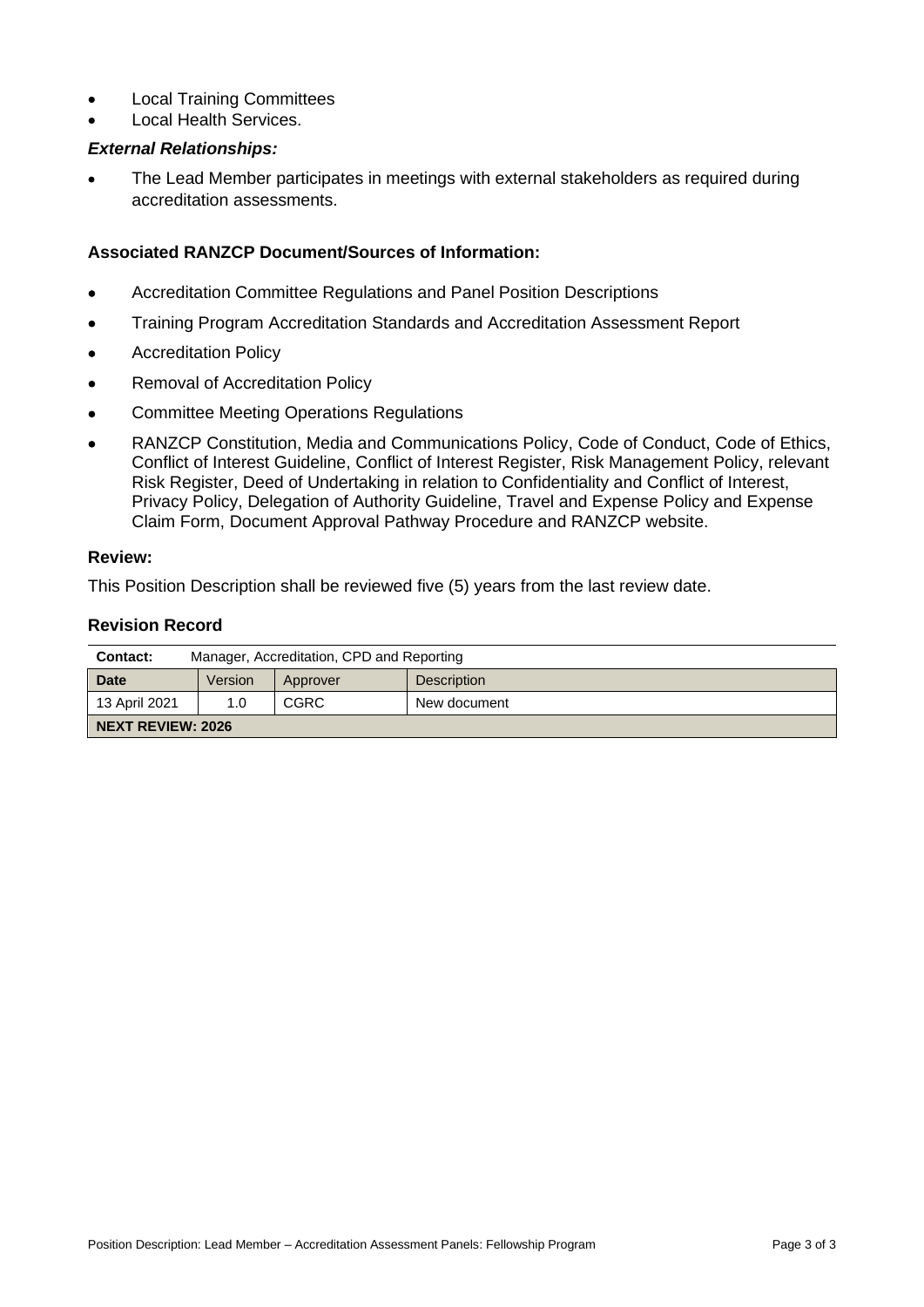- Local Training Committees
- Local Health Services.

### *External Relationships:*

- The Lead Member participates in meetings with external stakeholders as required during accreditation assessments.

### Associated RANZCP Document/Sources of Information:

- Accreditation Committee Regulations and Panel Position Descriptions
- Training Program Accreditation Standards and Accreditation Assessment Report
- Accreditation Policy
- Removal of Accreditation Policy
- Committee Meeting Operations Regulations
- RANZCP Constitution, Media and Communications Policy, Code of Conduct, Code of Ethics, Conflict of Interest Guideline, Conflict of Interest Register, Risk Management Policy, relevant Risk Register, Deed of Undertaking in relation to Confidentiality and Conflict of Interest, Privacy Policy, Delegation of Authority Guideline, Travel and Expense Policy and Expense Claim Form, Document Approval Pathway Procedure and RANZCP website.

### Review:

This Position Description shall be reviewed five (5) years from the last review date.

### Revision Record

| | | | |
|---|---|---|---|
| **Contact:** | Manager, Accreditation, CPD and Reporting | | |
| **Date** | Version | Approver | Description |
| 13 April 2021 | 1.0 | CGRC | New document |
| **NEXT REVIEW: 2026** | | | |